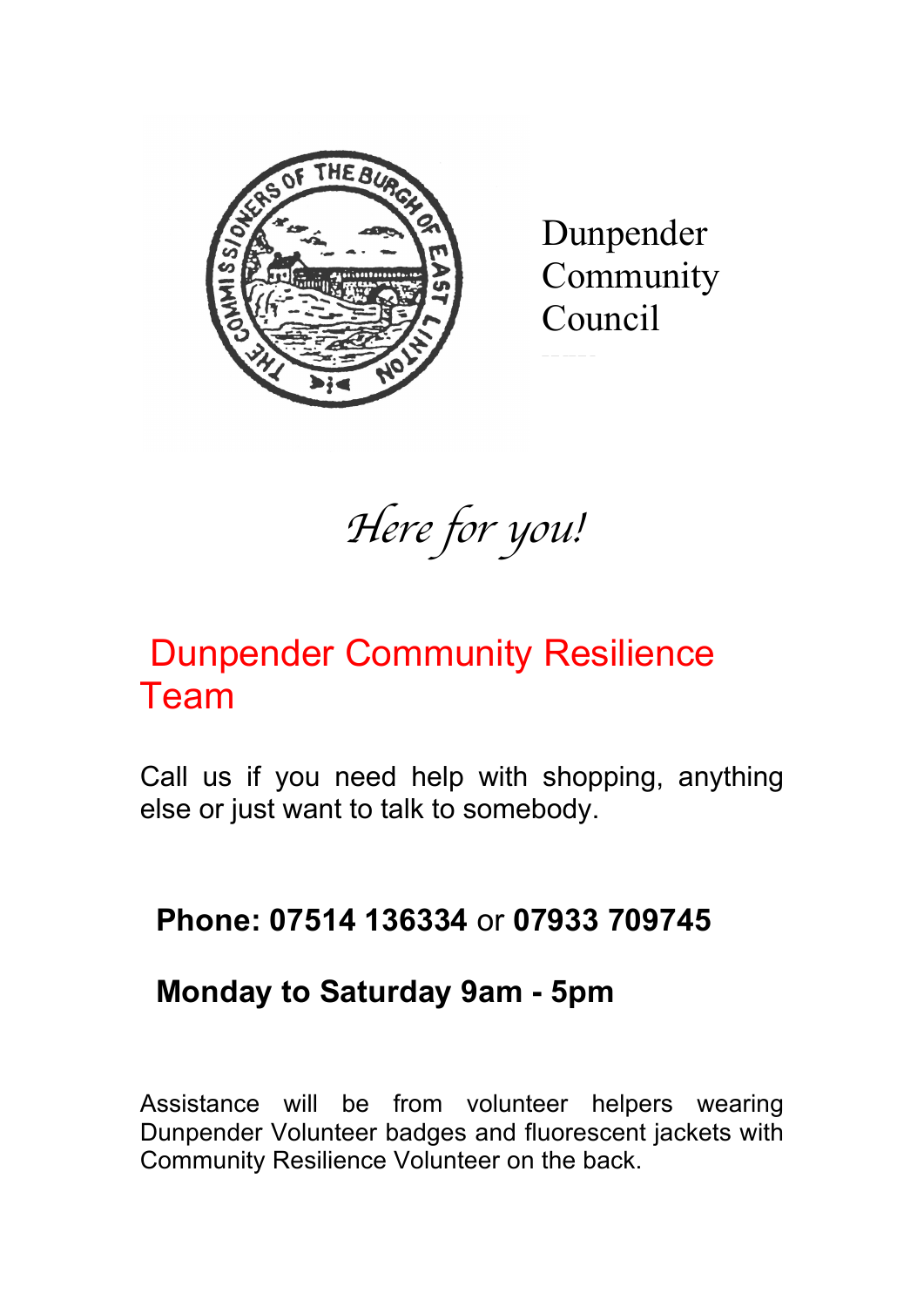Dunpender Community Council

*Here for you!*

## Dunpender Community Resilience Team

Call us if you need help with shopping, anything else or just want to talk to somebody.

**Phone: 07514 136334** or **07933 709745**

**Monday to Saturday 9am - 5pm**

Assistance will be from volunteer helpers wearing Dunpender Volunteer badges and fluorescent jackets with Community Resilience Volunteer on the back.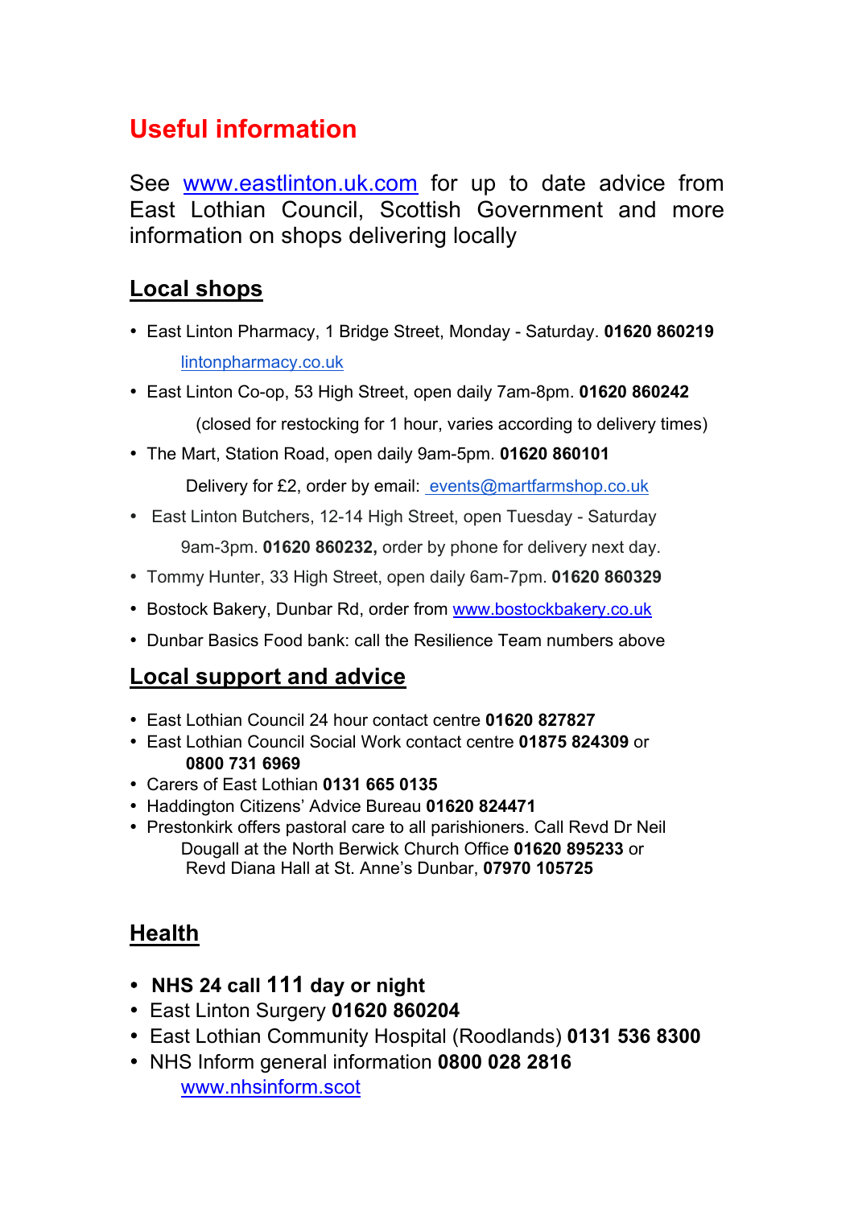# Useful information

See [www.eastlinton.uk.com](http://www.eastlinton.uk.com) for up to date advice from East Lothian Council, Scottish Government and more information on shops delivering locally

## Local shops

- East Linton Pharmacy, 1 Bridge Street, Monday - Saturday. **01620 860219**
  [lintonpharmacy.co.uk](http://lintonpharmacy.co.uk)
- East Linton Co-op, 53 High Street, open daily 7am-8pm. **01620 860242**
  (closed for restocking for 1 hour, varies according to delivery times)
- The Mart, Station Road, open daily 9am-5pm. **01620 860101**
  Delivery for £2, order by email: [events@martfarmshop.co.uk](mailto:events@martfarmshop.co.uk)
- East Linton Butchers, 12-14 High Street, open Tuesday - Saturday 9am-3pm. **01620 860232,** order by phone for delivery next day.
- Tommy Hunter, 33 High Street, open daily 6am-7pm. **01620 860329**
- Bostock Bakery, Dunbar Rd, order from [www.bostockbakery.co.uk](http://www.bostockbakery.co.uk)
- Dunbar Basics Food bank: call the Resilience Team numbers above

## Local support and advice

- East Lothian Council 24 hour contact centre **01620 827827**
- East Lothian Council Social Work contact centre **01875 824309** or **0800 731 6969**
- Carers of East Lothian **0131 665 0135**
- Haddington Citizens' Advice Bureau **01620 824471**
- Prestonkirk offers pastoral care to all parishioners. Call Revd Dr Neil Dougall at the North Berwick Church Office **01620 895233** or Revd Diana Hall at St. Anne's Dunbar, **07970 105725**

## Health

- **NHS 24 call 111 day or night**
- East Linton Surgery **01620 860204**
- East Lothian Community Hospital (Roodlands) **0131 536 8300**
- NHS Inform general information **0800 028 2816**
  [www.nhsinform.scot](http://www.nhsinform.scot)